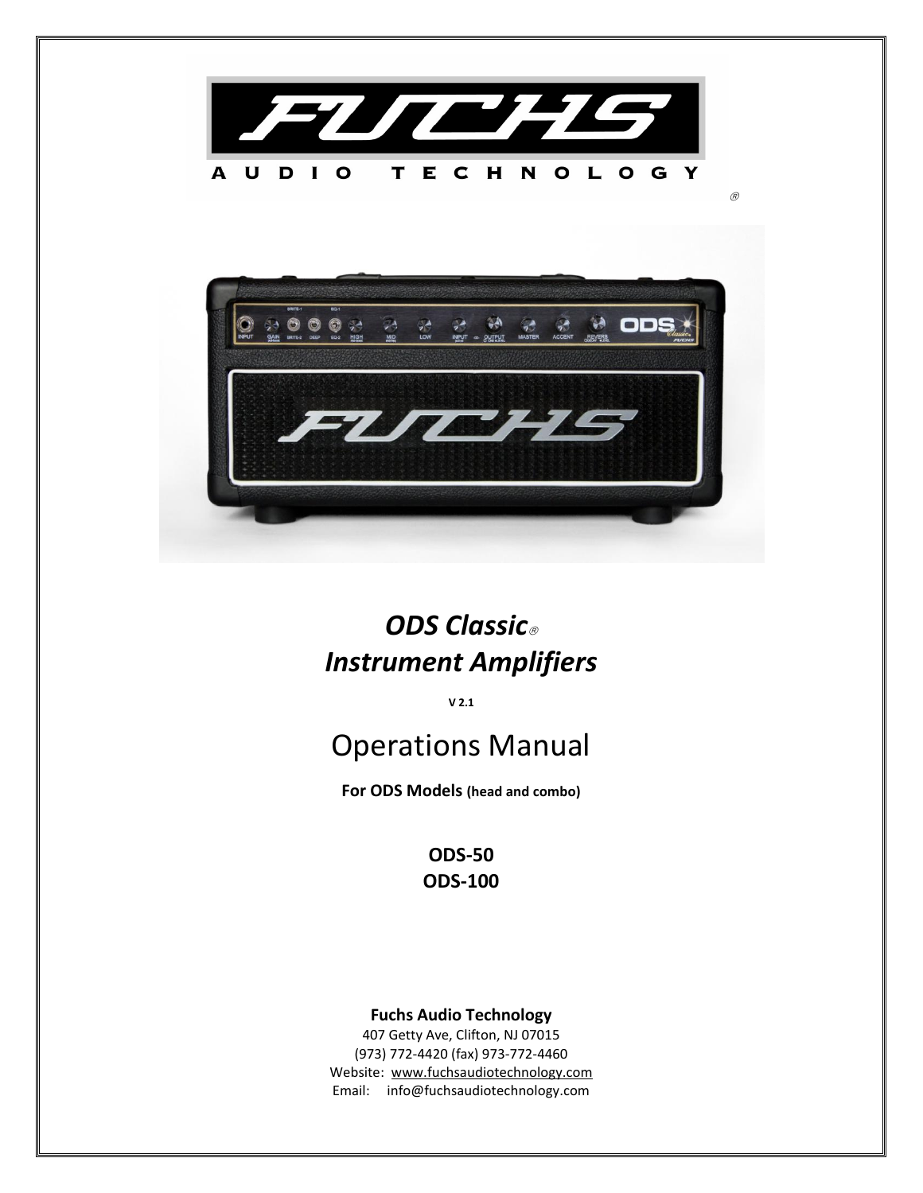FUCHS

AUDIO TECHNOLOGY ®

# *ODS Classic® Instrument Amplifiers*

**V 2.1**

# Operations Manual

**For ODS Models (head and combo)**

**ODS-50**
**ODS-100**

**Fuchs Audio Technology**
407 Getty Ave, Clifton, NJ 07015
(973) 772-4420 (fax) 973-772-4460
Website: www.fuchsaudiotechnology.com
Email: info@fuchsaudiotechnology.com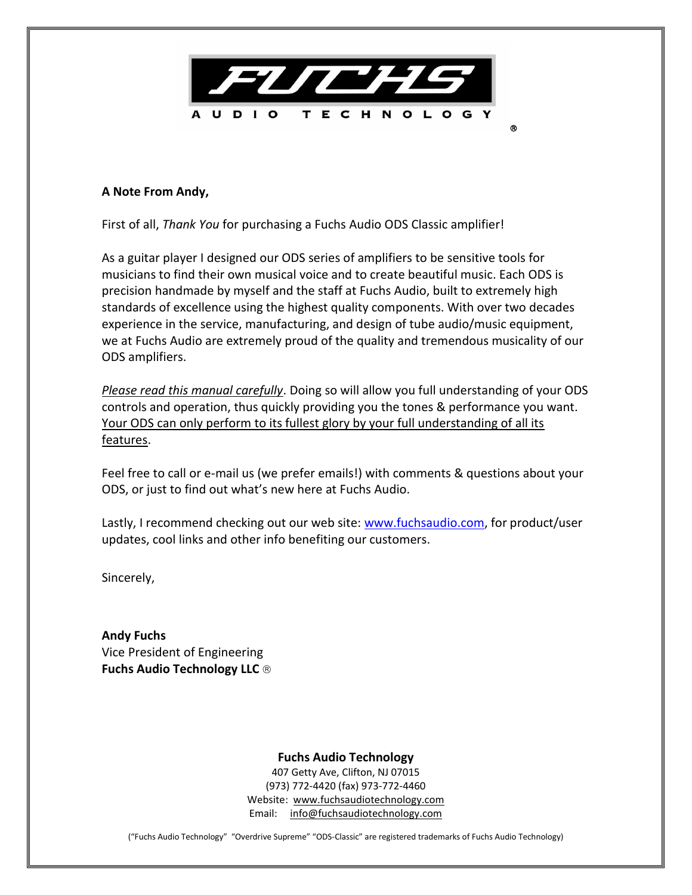FUCHS

AUDIO TECHNOLOGY ®

**A Note From Andy,**

First of all, *Thank You* for purchasing a Fuchs Audio ODS Classic amplifier!

As a guitar player I designed our ODS series of amplifiers to be sensitive tools for musicians to find their own musical voice and to create beautiful music. Each ODS is precision handmade by myself and the staff at Fuchs Audio, built to extremely high standards of excellence using the highest quality components. With over two decades experience in the service, manufacturing, and design of tube audio/music equipment, we at Fuchs Audio are extremely proud of the quality and tremendous musicality of our ODS amplifiers.

*Please read this manual carefully*. Doing so will allow you full understanding of your ODS controls and operation, thus quickly providing you the tones & performance you want. Your ODS can only perform to its fullest glory by your full understanding of all its features.

Feel free to call or e-mail us (we prefer emails!) with comments & questions about your ODS, or just to find out what's new here at Fuchs Audio.

Lastly, I recommend checking out our web site: www.fuchsaudio.com, for product/user updates, cool links and other info benefiting our customers.

Sincerely,

**Andy Fuchs**
Vice President of Engineering
**Fuchs Audio Technology LLC** ®

**Fuchs Audio Technology**
407 Getty Ave, Clifton, NJ 07015
(973) 772-4420 (fax) 973-772-4460
Website: www.fuchsaudiotechnology.com
Email: info@fuchsaudiotechnology.com

("Fuchs Audio Technology" "Overdrive Supreme" "ODS-Classic" are registered trademarks of Fuchs Audio Technology)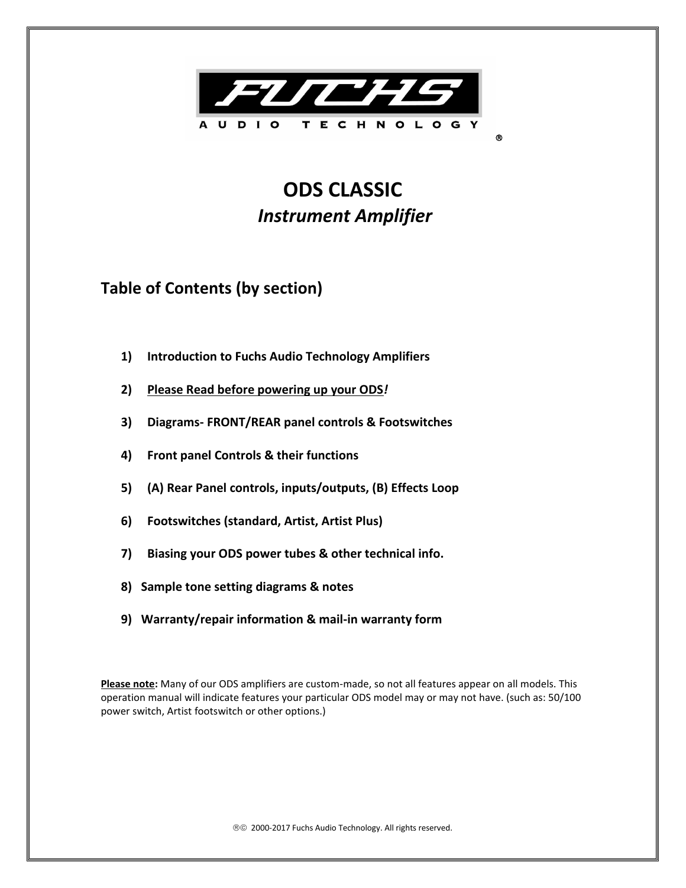FUCHS

AUDIO TECHNOLOGY ®

# ODS CLASSIC

## *Instrument Amplifier*

## Table of Contents (by section)

1) **Introduction to Fuchs Audio Technology Amplifiers**
2) **<u>Please Read before powering up your ODS</u>*!***
3) **Diagrams- FRONT/REAR panel controls & Footswitches**
4) **Front panel Controls & their functions**
5) **(A) Rear Panel controls, inputs/outputs, (B) Effects Loop**
6) **Footswitches (standard, Artist, Artist Plus)**
7) **Biasing your ODS power tubes & other technical info.**
8) **Sample tone setting diagrams & notes**
9) **Warranty/repair information & mail-in warranty form**

**<u>Please note</u>:** Many of our ODS amplifiers are custom-made, so not all features appear on all models. This operation manual will indicate features your particular ODS model may or may not have. (such as: 50/100 power switch, Artist footswitch or other options.)

®© 2000-2017 Fuchs Audio Technology. All rights reserved.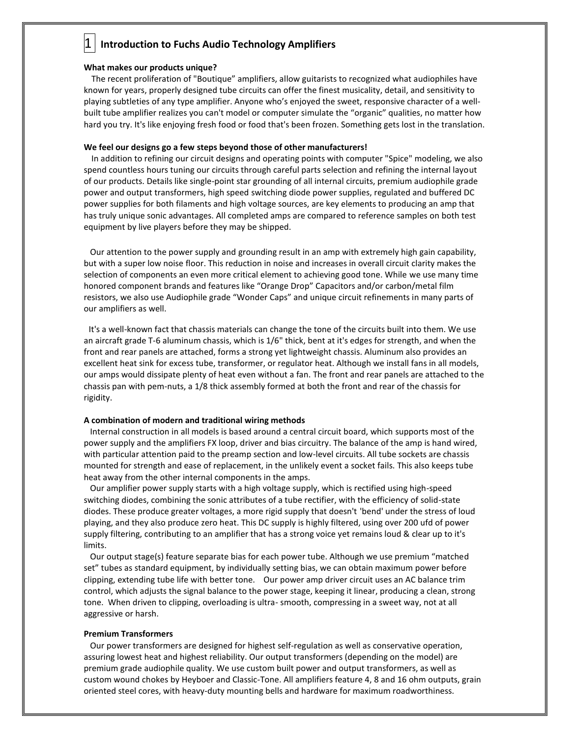# 1 Introduction to Fuchs Audio Technology Amplifiers

**What makes our products unique?**

The recent proliferation of "Boutique" amplifiers, allow guitarists to recognized what audiophiles have known for years, properly designed tube circuits can offer the finest musicality, detail, and sensitivity to playing subtleties of any type amplifier. Anyone who's enjoyed the sweet, responsive character of a well-built tube amplifier realizes you can't model or computer simulate the "organic" qualities, no matter how hard you try. It's like enjoying fresh food or food that's been frozen. Something gets lost in the translation.

**We feel our designs go a few steps beyond those of other manufacturers!**

In addition to refining our circuit designs and operating points with computer "Spice" modeling, we also spend countless hours tuning our circuits through careful parts selection and refining the internal layout of our products. Details like single-point star grounding of all internal circuits, premium audiophile grade power and output transformers, high speed switching diode power supplies, regulated and buffered DC power supplies for both filaments and high voltage sources, are key elements to producing an amp that has truly unique sonic advantages. All completed amps are compared to reference samples on both test equipment by live players before they may be shipped.

Our attention to the power supply and grounding result in an amp with extremely high gain capability, but with a super low noise floor. This reduction in noise and increases in overall circuit clarity makes the selection of components an even more critical element to achieving good tone. While we use many time honored component brands and features like "Orange Drop" Capacitors and/or carbon/metal film resistors, we also use Audiophile grade "Wonder Caps" and unique circuit refinements in many parts of our amplifiers as well.

It's a well-known fact that chassis materials can change the tone of the circuits built into them. We use an aircraft grade T-6 aluminum chassis, which is 1/6" thick, bent at it's edges for strength, and when the front and rear panels are attached, forms a strong yet lightweight chassis. Aluminum also provides an excellent heat sink for excess tube, transformer, or regulator heat. Although we install fans in all models, our amps would dissipate plenty of heat even without a fan. The front and rear panels are attached to the chassis pan with pem-nuts, a 1/8 thick assembly formed at both the front and rear of the chassis for rigidity.

**A combination of modern and traditional wiring methods**

Internal construction in all models is based around a central circuit board, which supports most of the power supply and the amplifiers FX loop, driver and bias circuitry. The balance of the amp is hand wired, with particular attention paid to the preamp section and low-level circuits. All tube sockets are chassis mounted for strength and ease of replacement, in the unlikely event a socket fails. This also keeps tube heat away from the other internal components in the amps.

Our amplifier power supply starts with a high voltage supply, which is rectified using high-speed switching diodes, combining the sonic attributes of a tube rectifier, with the efficiency of solid-state diodes. These produce greater voltages, a more rigid supply that doesn't 'bend' under the stress of loud playing, and they also produce zero heat. This DC supply is highly filtered, using over 200 ufd of power supply filtering, contributing to an amplifier that has a strong voice yet remains loud & clear up to it's limits.

Our output stage(s) feature separate bias for each power tube. Although we use premium "matched set" tubes as standard equipment, by individually setting bias, we can obtain maximum power before clipping, extending tube life with better tone. Our power amp driver circuit uses an AC balance trim control, which adjusts the signal balance to the power stage, keeping it linear, producing a clean, strong tone. When driven to clipping, overloading is ultra- smooth, compressing in a sweet way, not at all aggressive or harsh.

**Premium Transformers**

Our power transformers are designed for highest self-regulation as well as conservative operation, assuring lowest heat and highest reliability. Our output transformers (depending on the model) are premium grade audiophile quality. We use custom built power and output transformers, as well as custom wound chokes by Heyboer and Classic-Tone. All amplifiers feature 4, 8 and 16 ohm outputs, grain oriented steel cores, with heavy-duty mounting bells and hardware for maximum roadworthiness.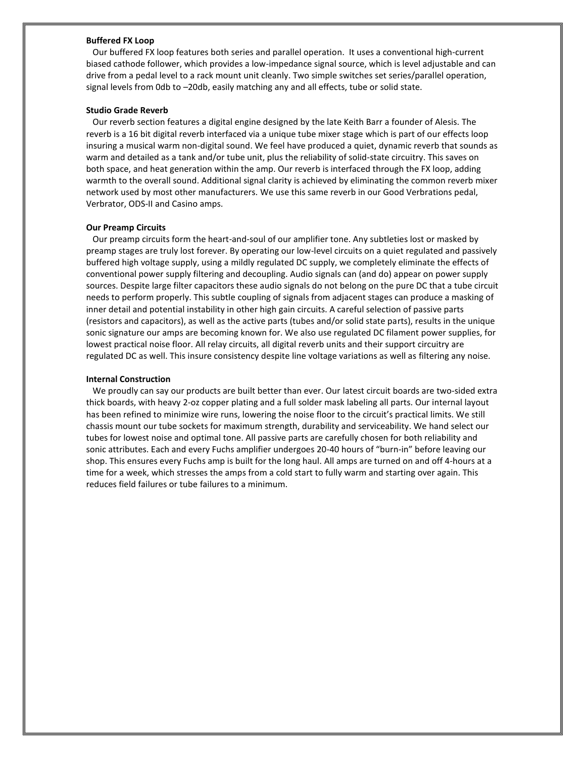**Buffered FX Loop**

Our buffered FX loop features both series and parallel operation. It uses a conventional high-current biased cathode follower, which provides a low-impedance signal source, which is level adjustable and can drive from a pedal level to a rack mount unit cleanly. Two simple switches set series/parallel operation, signal levels from 0db to –20db, easily matching any and all effects, tube or solid state.

**Studio Grade Reverb**

Our reverb section features a digital engine designed by the late Keith Barr a founder of Alesis. The reverb is a 16 bit digital reverb interfaced via a unique tube mixer stage which is part of our effects loop insuring a musical warm non-digital sound. We feel have produced a quiet, dynamic reverb that sounds as warm and detailed as a tank and/or tube unit, plus the reliability of solid-state circuitry. This saves on both space, and heat generation within the amp. Our reverb is interfaced through the FX loop, adding warmth to the overall sound. Additional signal clarity is achieved by eliminating the common reverb mixer network used by most other manufacturers. We use this same reverb in our Good Verbrations pedal, Verbrator, ODS-II and Casino amps.

**Our Preamp Circuits**

Our preamp circuits form the heart-and-soul of our amplifier tone. Any subtleties lost or masked by preamp stages are truly lost forever. By operating our low-level circuits on a quiet regulated and passively buffered high voltage supply, using a mildly regulated DC supply, we completely eliminate the effects of conventional power supply filtering and decoupling. Audio signals can (and do) appear on power supply sources. Despite large filter capacitors these audio signals do not belong on the pure DC that a tube circuit needs to perform properly. This subtle coupling of signals from adjacent stages can produce a masking of inner detail and potential instability in other high gain circuits. A careful selection of passive parts (resistors and capacitors), as well as the active parts (tubes and/or solid state parts), results in the unique sonic signature our amps are becoming known for. We also use regulated DC filament power supplies, for lowest practical noise floor. All relay circuits, all digital reverb units and their support circuitry are regulated DC as well. This insure consistency despite line voltage variations as well as filtering any noise.

**Internal Construction**

We proudly can say our products are built better than ever. Our latest circuit boards are two-sided extra thick boards, with heavy 2-oz copper plating and a full solder mask labeling all parts. Our internal layout has been refined to minimize wire runs, lowering the noise floor to the circuit's practical limits. We still chassis mount our tube sockets for maximum strength, durability and serviceability. We hand select our tubes for lowest noise and optimal tone. All passive parts are carefully chosen for both reliability and sonic attributes. Each and every Fuchs amplifier undergoes 20-40 hours of "burn-in" before leaving our shop. This ensures every Fuchs amp is built for the long haul. All amps are turned on and off 4-hours at a time for a week, which stresses the amps from a cold start to fully warm and starting over again. This reduces field failures or tube failures to a minimum.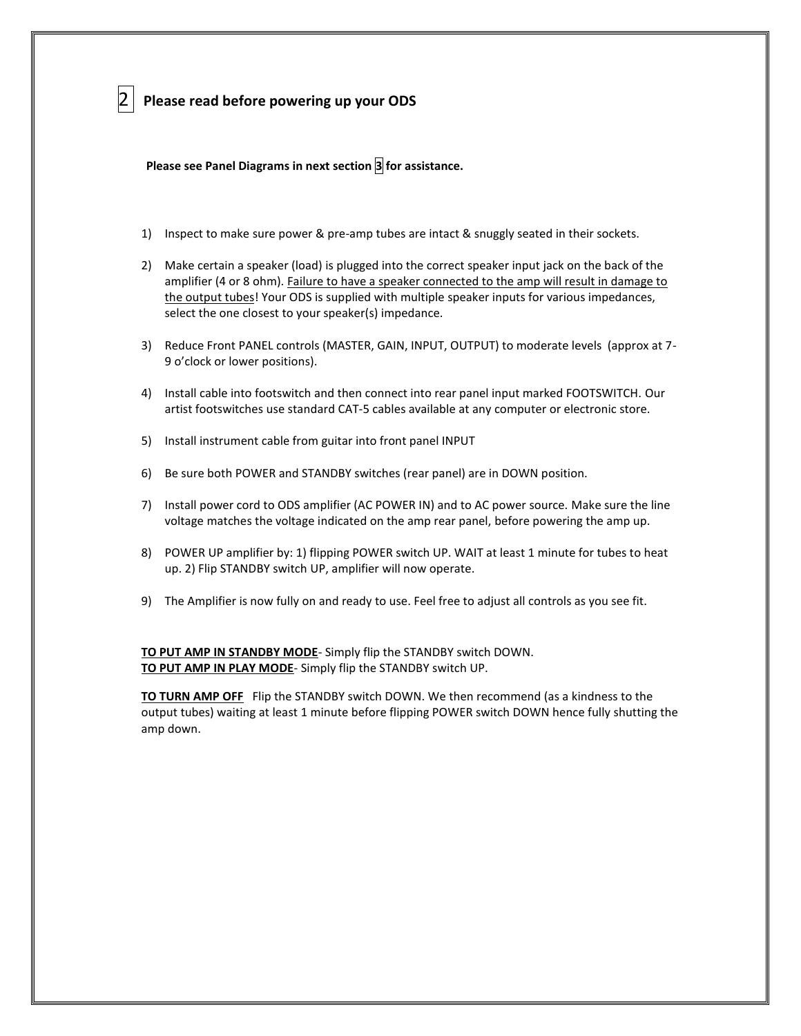## 2 Please read before powering up your ODS

**Please see Panel Diagrams in next section 3 for assistance.**

1) Inspect to make sure power & pre-amp tubes are intact & snuggly seated in their sockets.

2) Make certain a speaker (load) is plugged into the correct speaker input jack on the back of the amplifier (4 or 8 ohm). <u>Failure to have a speaker connected to the amp will result in damage to the output tubes</u>! Your ODS is supplied with multiple speaker inputs for various impedances, select the one closest to your speaker(s) impedance.

3) Reduce Front PANEL controls (MASTER, GAIN, INPUT, OUTPUT) to moderate levels (approx at 7-9 o'clock or lower positions).

4) Install cable into footswitch and then connect into rear panel input marked FOOTSWITCH. Our artist footswitches use standard CAT-5 cables available at any computer or electronic store.

5) Install instrument cable from guitar into front panel INPUT

6) Be sure both POWER and STANDBY switches (rear panel) are in DOWN position.

7) Install power cord to ODS amplifier (AC POWER IN) and to AC power source. Make sure the line voltage matches the voltage indicated on the amp rear panel, before powering the amp up.

8) POWER UP amplifier by: 1) flipping POWER switch UP. WAIT at least 1 minute for tubes to heat up. 2) Flip STANDBY switch UP, amplifier will now operate.

9) The Amplifier is now fully on and ready to use. Feel free to adjust all controls as you see fit.

**<u>TO PUT AMP IN STANDBY MODE</u>**- Simply flip the STANDBY switch DOWN.
**<u>TO PUT AMP IN PLAY MODE</u>**- Simply flip the STANDBY switch UP.

**<u>TO TURN AMP OFF</u>** Flip the STANDBY switch DOWN. We then recommend (as a kindness to the output tubes) waiting at least 1 minute before flipping POWER switch DOWN hence fully shutting the amp down.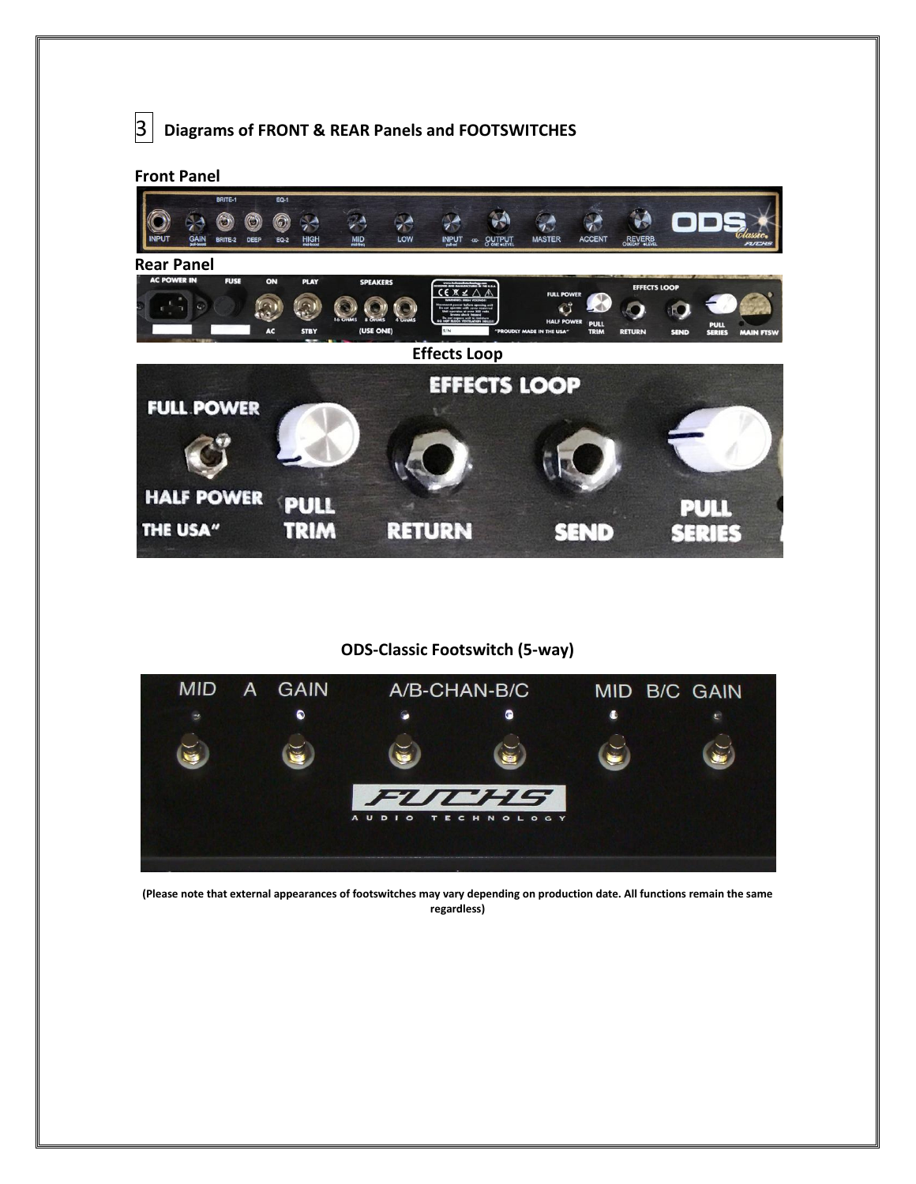## 3 Diagrams of FRONT & REAR Panels and FOOTSWITCHES

**Front Panel**

**Rear Panel**

**Effects Loop**

**ODS-Classic Footswitch (5-way)**

**(Please note that external appearances of footswitches may vary depending on production date. All functions remain the same regardless)**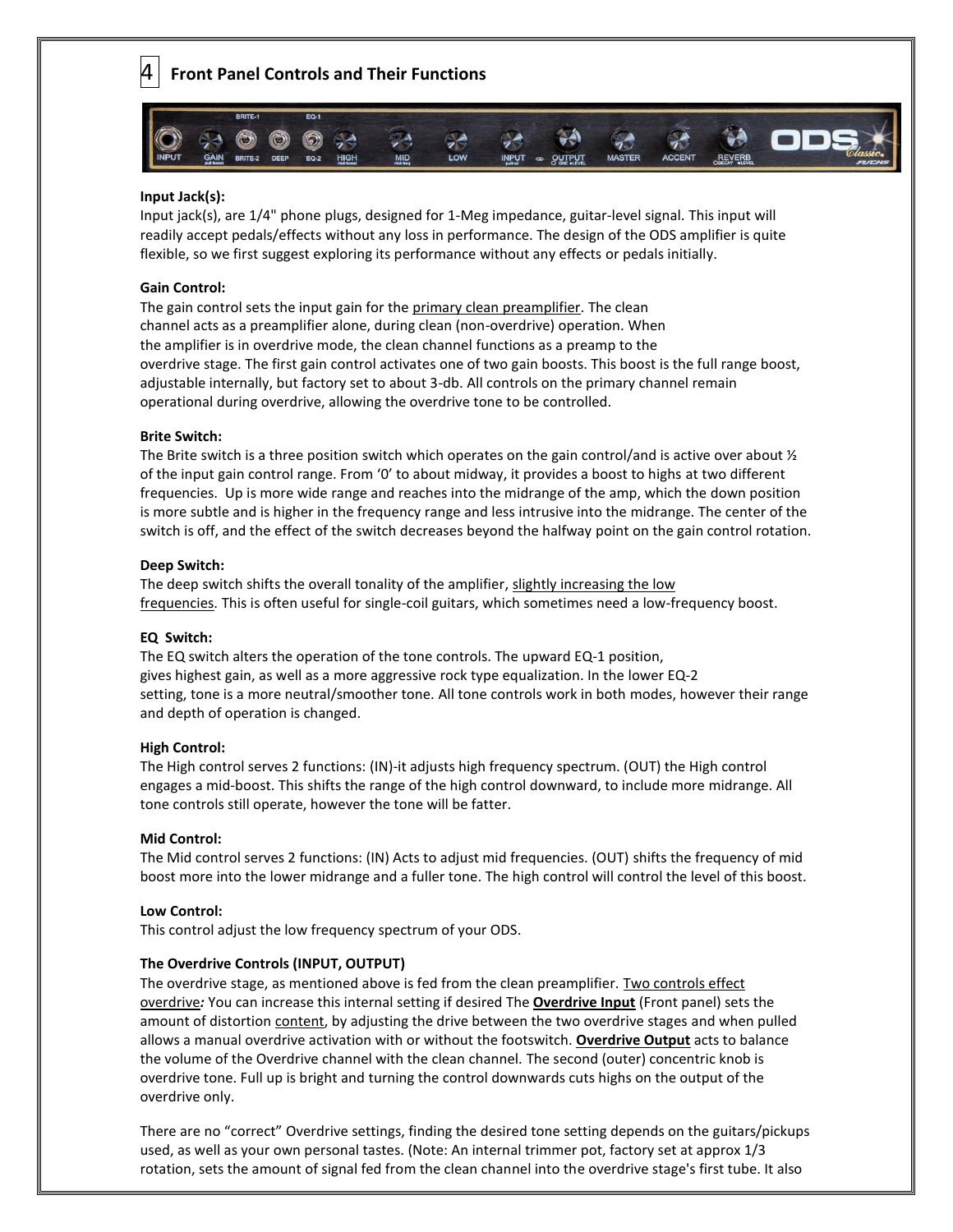## 4 Front Panel Controls and Their Functions

**Input Jack(s):**
Input jack(s), are 1/4" phone plugs, designed for 1-Meg impedance, guitar-level signal. This input will readily accept pedals/effects without any loss in performance. The design of the ODS amplifier is quite flexible, so we first suggest exploring its performance without any effects or pedals initially.

**Gain Control:**
The gain control sets the input gain for the primary clean preamplifier. The clean channel acts as a preamplifier alone, during clean (non-overdrive) operation. When the amplifier is in overdrive mode, the clean channel functions as a preamp to the overdrive stage. The first gain control activates one of two gain boosts. This boost is the full range boost, adjustable internally, but factory set to about 3-db. All controls on the primary channel remain operational during overdrive, allowing the overdrive tone to be controlled.

**Brite Switch:**
The Brite switch is a three position switch which operates on the gain control/and is active over about ½ of the input gain control range. From '0' to about midway, it provides a boost to highs at two different frequencies. Up is more wide range and reaches into the midrange of the amp, which the down position is more subtle and is higher in the frequency range and less intrusive into the midrange. The center of the switch is off, and the effect of the switch decreases beyond the halfway point on the gain control rotation.

**Deep Switch:**
The deep switch shifts the overall tonality of the amplifier, slightly increasing the low frequencies. This is often useful for single-coil guitars, which sometimes need a low-frequency boost.

**EQ Switch:**
The EQ switch alters the operation of the tone controls. The upward EQ-1 position, gives highest gain, as well as a more aggressive rock type equalization. In the lower EQ-2 setting, tone is a more neutral/smoother tone. All tone controls work in both modes, however their range and depth of operation is changed.

**High Control:**
The High control serves 2 functions: (IN)-it adjusts high frequency spectrum. (OUT) the High control engages a mid-boost. This shifts the range of the high control downward, to include more midrange. All tone controls still operate, however the tone will be fatter.

**Mid Control:**
The Mid control serves 2 functions: (IN) Acts to adjust mid frequencies. (OUT) shifts the frequency of mid boost more into the lower midrange and a fuller tone. The high control will control the level of this boost.

**Low Control:**
This control adjust the low frequency spectrum of your ODS.

**The Overdrive Controls (INPUT, OUTPUT)**
The overdrive stage, as mentioned above is fed from the clean preamplifier. Two controls effect overdrive*:* You can increase this internal setting if desired The **Overdrive Input** (Front panel) sets the amount of distortion content, by adjusting the drive between the two overdrive stages and when pulled allows a manual overdrive activation with or without the footswitch. **Overdrive Output** acts to balance the volume of the Overdrive channel with the clean channel. The second (outer) concentric knob is overdrive tone. Full up is bright and turning the control downwards cuts highs on the output of the overdrive only.

There are no "correct" Overdrive settings, finding the desired tone setting depends on the guitars/pickups used, as well as your own personal tastes. (Note: An internal trimmer pot, factory set at approx 1/3 rotation, sets the amount of signal fed from the clean channel into the overdrive stage's first tube. It also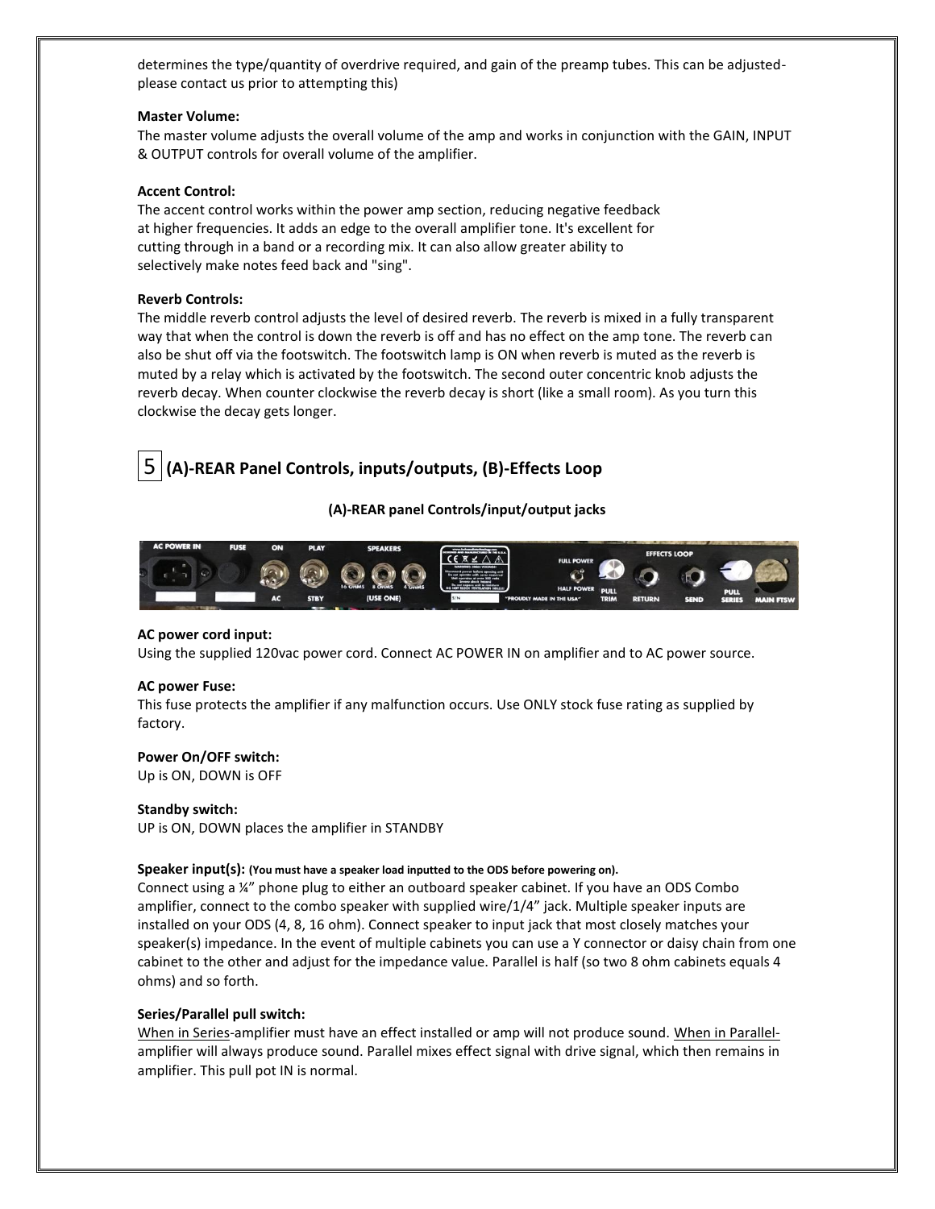determines the type/quantity of overdrive required, and gain of the preamp tubes. This can be adjusted-please contact us prior to attempting this)

**Master Volume:**
The master volume adjusts the overall volume of the amp and works in conjunction with the GAIN, INPUT & OUTPUT controls for overall volume of the amplifier.

**Accent Control:**
The accent control works within the power amp section, reducing negative feedback at higher frequencies. It adds an edge to the overall amplifier tone. It's excellent for cutting through in a band or a recording mix. It can also allow greater ability to selectively make notes feed back and "sing".

**Reverb Controls:**
The middle reverb control adjusts the level of desired reverb. The reverb is mixed in a fully transparent way that when the control is down the reverb is off and has no effect on the amp tone. The reverb can also be shut off via the footswitch. The footswitch lamp is ON when reverb is muted as the reverb is muted by a relay which is activated by the footswitch. The second outer concentric knob adjusts the reverb decay. When counter clockwise the reverb decay is short (like a small room). As you turn this clockwise the decay gets longer.

## 5 (A)-REAR Panel Controls, inputs/outputs, (B)-Effects Loop

**(A)-REAR panel Controls/input/output jacks**

**AC power cord input:**
Using the supplied 120vac power cord. Connect AC POWER IN on amplifier and to AC power source.

**AC power Fuse:**
This fuse protects the amplifier if any malfunction occurs. Use ONLY stock fuse rating as supplied by factory.

**Power On/OFF switch:**
Up is ON, DOWN is OFF

**Standby switch:**
UP is ON, DOWN places the amplifier in STANDBY

**Speaker input(s):** **(You must have a speaker load inputted to the ODS before powering on).**
Connect using a ¼" phone plug to either an outboard speaker cabinet. If you have an ODS Combo amplifier, connect to the combo speaker with supplied wire/1/4" jack. Multiple speaker inputs are installed on your ODS (4, 8, 16 ohm). Connect speaker to input jack that most closely matches your speaker(s) impedance. In the event of multiple cabinets you can use a Y connector or daisy chain from one cabinet to the other and adjust for the impedance value. Parallel is half (so two 8 ohm cabinets equals 4 ohms) and so forth.

**Series/Parallel pull switch:**
When in Series-amplifier must have an effect installed or amp will not produce sound. When in Parallel-amplifier will always produce sound. Parallel mixes effect signal with drive signal, which then remains in amplifier. This pull pot IN is normal.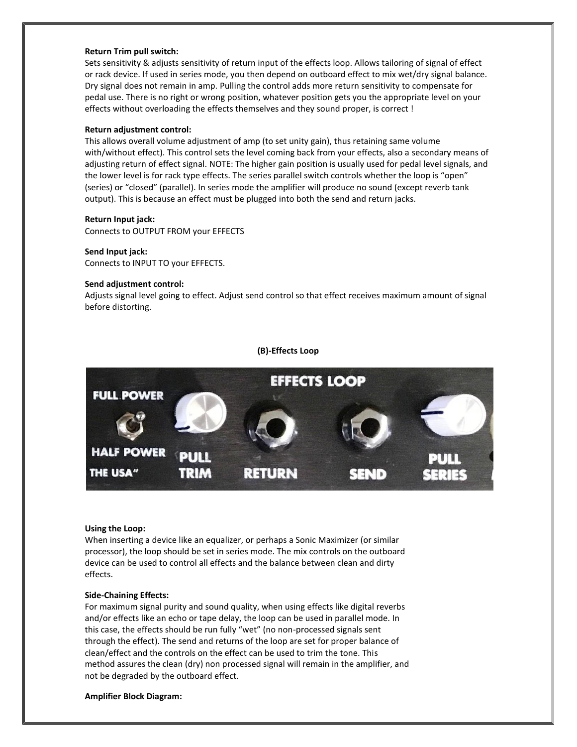**Return Trim pull switch:**
Sets sensitivity & adjusts sensitivity of return input of the effects loop. Allows tailoring of signal of effect or rack device. If used in series mode, you then depend on outboard effect to mix wet/dry signal balance. Dry signal does not remain in amp. Pulling the control adds more return sensitivity to compensate for pedal use. There is no right or wrong position, whatever position gets you the appropriate level on your effects without overloading the effects themselves and they sound proper, is correct !

**Return adjustment control:**
This allows overall volume adjustment of amp (to set unity gain), thus retaining same volume with/without effect). This control sets the level coming back from your effects, also a secondary means of adjusting return of effect signal. NOTE: The higher gain position is usually used for pedal level signals, and the lower level is for rack type effects. The series parallel switch controls whether the loop is "open" (series) or "closed" (parallel). In series mode the amplifier will produce no sound (except reverb tank output). This is because an effect must be plugged into both the send and return jacks.

**Return Input jack:**
Connects to OUTPUT FROM your EFFECTS

**Send Input jack:**
Connects to INPUT TO your EFFECTS.

**Send adjustment control:**
Adjusts signal level going to effect. Adjust send control so that effect receives maximum amount of signal before distorting.

**(B)-Effects Loop**

**Using the Loop:**
When inserting a device like an equalizer, or perhaps a Sonic Maximizer (or similar processor), the loop should be set in series mode. The mix controls on the outboard device can be used to control all effects and the balance between clean and dirty effects.

**Side-Chaining Effects:**
For maximum signal purity and sound quality, when using effects like digital reverbs and/or effects like an echo or tape delay, the loop can be used in parallel mode. In this case, the effects should be run fully "wet" (no non-processed signals sent through the effect). The send and returns of the loop are set for proper balance of clean/effect and the controls on the effect can be used to trim the tone. This method assures the clean (dry) non processed signal will remain in the amplifier, and not be degraded by the outboard effect.

**Amplifier Block Diagram:**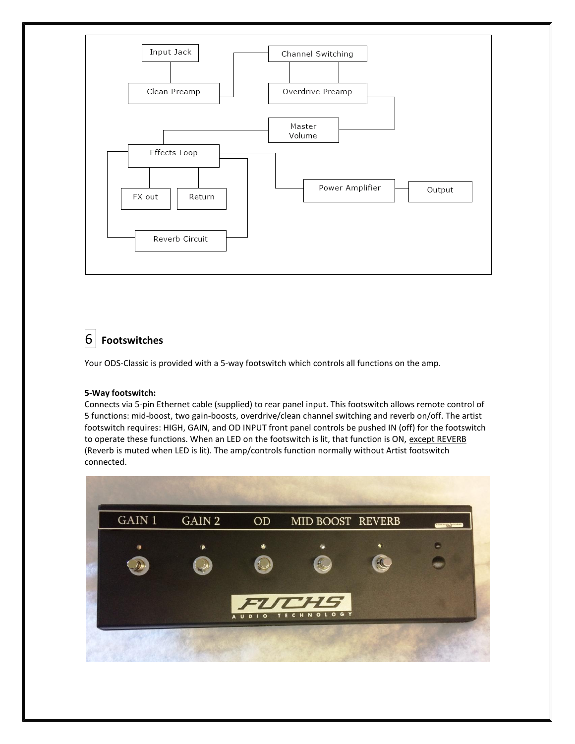## 6 Footswitches

Your ODS-Classic is provided with a 5-way footswitch which controls all functions on the amp.

**5-Way footswitch:**
Connects via 5-pin Ethernet cable (supplied) to rear panel input. This footswitch allows remote control of 5 functions: mid-boost, two gain-boosts, overdrive/clean channel switching and reverb on/off. The artist footswitch requires: HIGH, GAIN, and OD INPUT front panel controls be pushed IN (off) for the footswitch to operate these functions. When an LED on the footswitch is lit, that function is ON, except REVERB (Reverb is muted when LED is lit). The amp/controls function normally without Artist footswitch connected.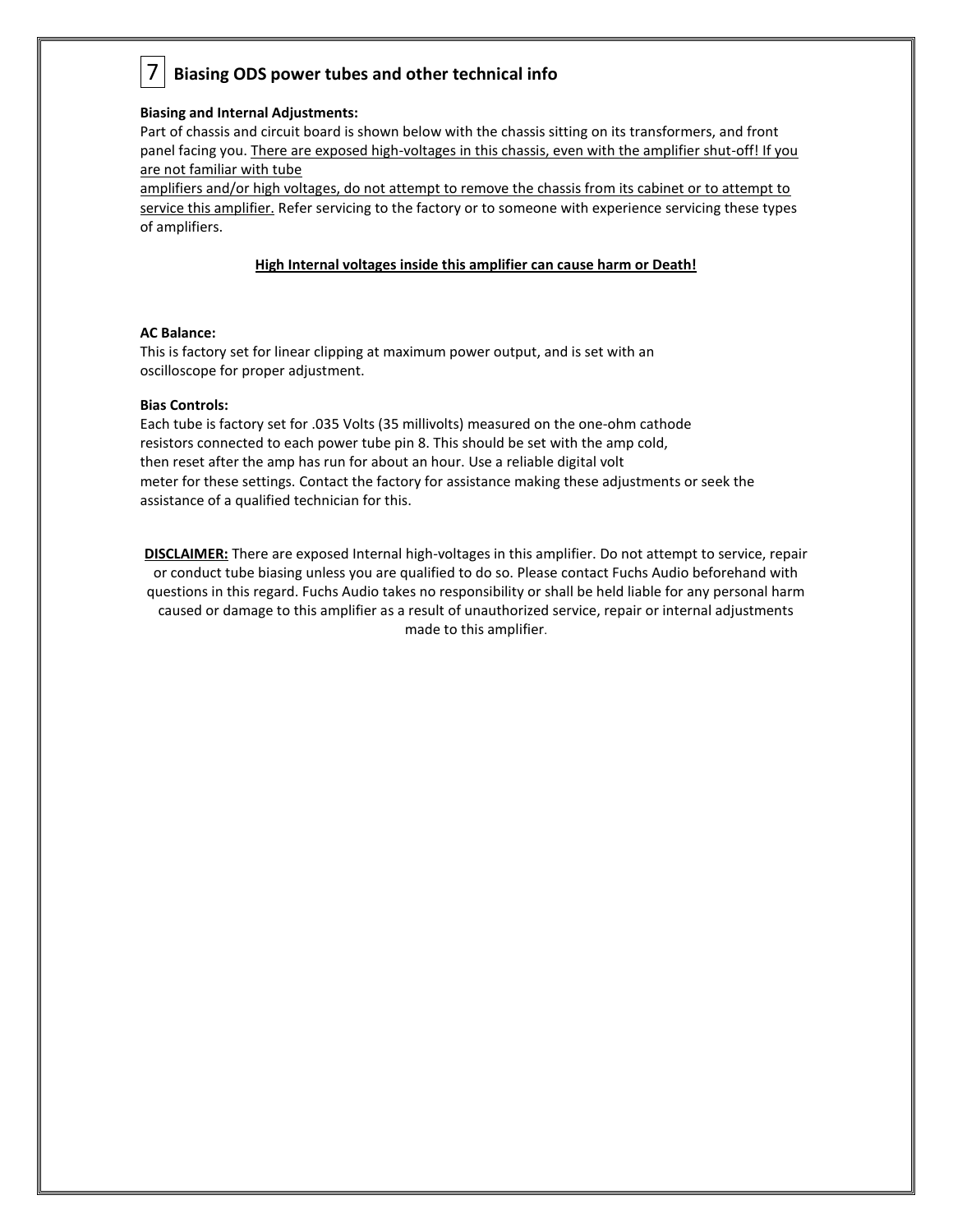## 7 Biasing ODS power tubes and other technical info

**Biasing and Internal Adjustments:**

Part of chassis and circuit board is shown below with the chassis sitting on its transformers, and front panel facing you. <u>There are exposed high-voltages in this chassis, even with the amplifier shut-off! If you are not familiar with tube amplifiers and/or high voltages, do not attempt to remove the chassis from its cabinet or to attempt to service this amplifier.</u> Refer servicing to the factory or to someone with experience servicing these types of amplifiers.

**<u>High Internal voltages inside this amplifier can cause harm or Death!</u>**

**AC Balance:**

This is factory set for linear clipping at maximum power output, and is set with an oscilloscope for proper adjustment.

**Bias Controls:**

Each tube is factory set for .035 Volts (35 millivolts) measured on the one-ohm cathode resistors connected to each power tube pin 8. This should be set with the amp cold, then reset after the amp has run for about an hour. Use a reliable digital volt meter for these settings. Contact the factory for assistance making these adjustments or seek the assistance of a qualified technician for this.

**<u>DISCLAIMER:</u>** There are exposed Internal high-voltages in this amplifier. Do not attempt to service, repair or conduct tube biasing unless you are qualified to do so. Please contact Fuchs Audio beforehand with questions in this regard. Fuchs Audio takes no responsibility or shall be held liable for any personal harm caused or damage to this amplifier as a result of unauthorized service, repair or internal adjustments made to this amplifier.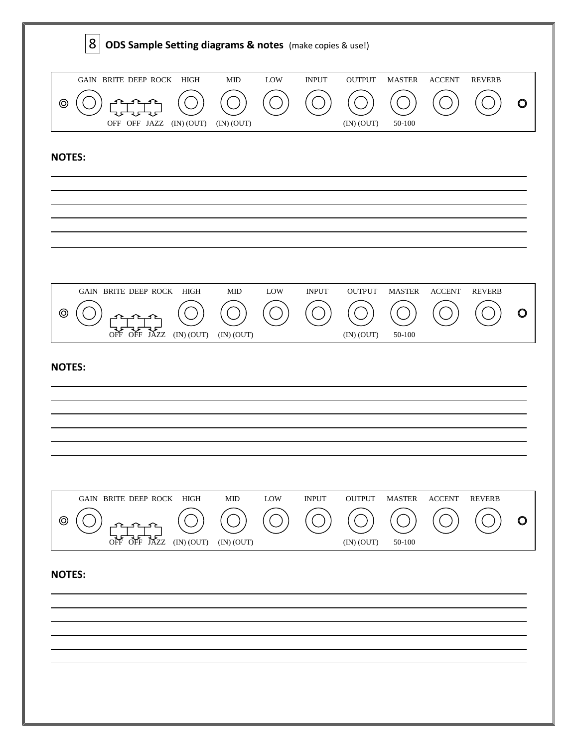## 8 ODS Sample Setting diagrams & notes (make copies & use!)

GAIN BRITE DEEP ROCK HIGH MID LOW INPUT OUTPUT MASTER ACCENT REVERB

OFF OFF JAZZ (IN) (OUT) (IN) (OUT) (IN) (OUT) 50-100

**NOTES:**

GAIN BRITE DEEP ROCK HIGH MID LOW INPUT OUTPUT MASTER ACCENT REVERB

OFF OFF JAZZ (IN) (OUT) (IN) (OUT) (IN) (OUT) 50-100

**NOTES:**

GAIN BRITE DEEP ROCK HIGH MID LOW INPUT OUTPUT MASTER ACCENT REVERB

OFF OFF JAZZ (IN) (OUT) (IN) (OUT) (IN) (OUT) 50-100

**NOTES:**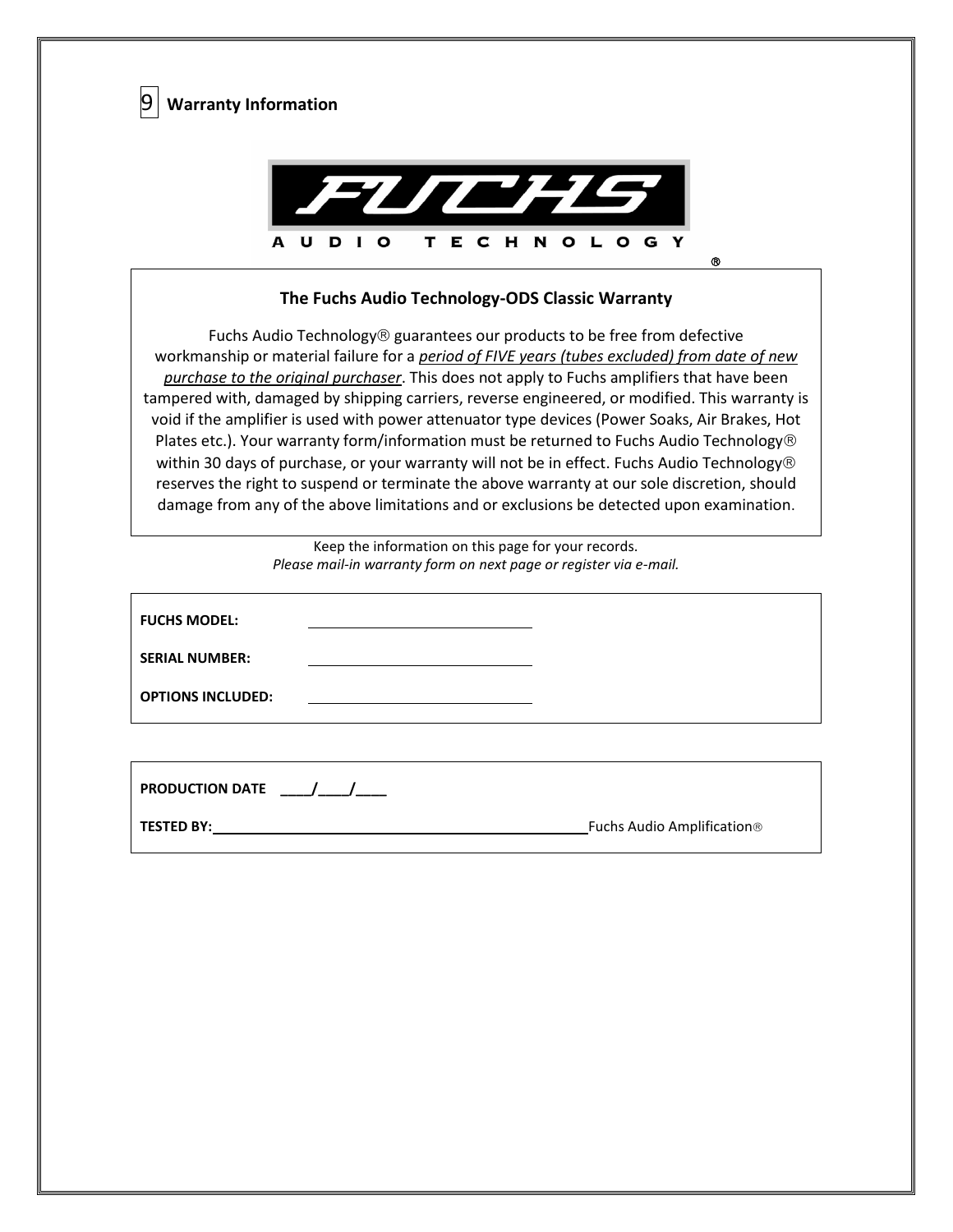## 9 Warranty Information

FUCHS

AUDIO TECHNOLOGY ®

### The Fuchs Audio Technology-ODS Classic Warranty

Fuchs Audio Technology® guarantees our products to be free from defective workmanship or material failure for a *__period of FIVE years (tubes excluded) from date of new purchase to the original purchaser__*. This does not apply to Fuchs amplifiers that have been tampered with, damaged by shipping carriers, reverse engineered, or modified. This warranty is void if the amplifier is used with power attenuator type devices (Power Soaks, Air Brakes, Hot Plates etc.). Your warranty form/information must be returned to Fuchs Audio Technology® within 30 days of purchase, or your warranty will not be in effect. Fuchs Audio Technology® reserves the right to suspend or terminate the above warranty at our sole discretion, should damage from any of the above limitations and or exclusions be detected upon examination.

Keep the information on this page for your records.
*Please mail-in warranty form on next page or register via e-mail.*

**FUCHS MODEL:** ____________________________

**SERIAL NUMBER:** ____________________________

**OPTIONS INCLUDED:** ____________________________

**PRODUCTION DATE ____/____/____**

**TESTED BY:** __________________________________________ Fuchs Audio Amplification®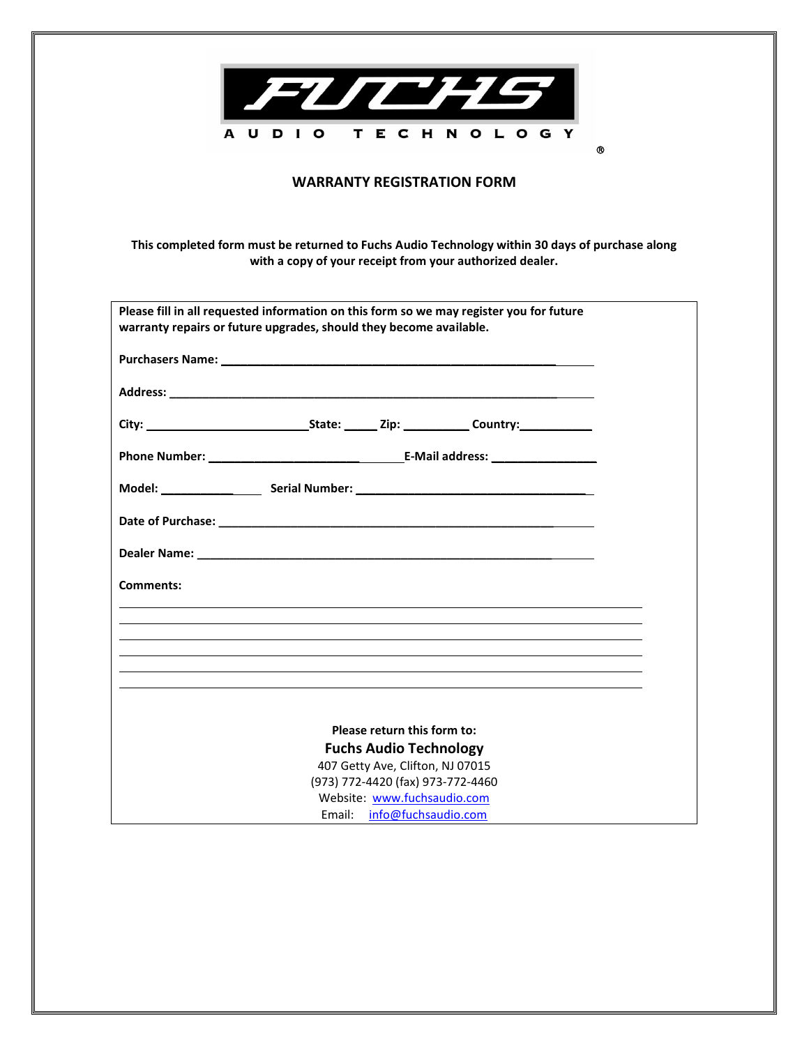FUCHS

AUDIO TECHNOLOGY ®

# WARRANTY REGISTRATION FORM

**This completed form must be returned to Fuchs Audio Technology within 30 days of purchase along with a copy of your receipt from your authorized dealer.**

**Please fill in all requested information on this form so we may register you for future warranty repairs or future upgrades, should they become available.**

**Purchasers Name:** ____________________________________________________

**Address:** ____________________________________________________________

**City:** ________________________ **State:** _____ **Zip:** __________ **Country:** ___________

**Phone Number:** _______________________________ **E-Mail address:** ________________

**Model:** _________________ **Serial Number:** ____________________________________

**Date of Purchase:** ____________________________________________________

**Dealer Name:** ________________________________________________________

**Comments:**

______________________________________________________________________

______________________________________________________________________

______________________________________________________________________

______________________________________________________________________

______________________________________________________________________

______________________________________________________________________

**Please return this form to:**

**Fuchs Audio Technology**

407 Getty Ave, Clifton, NJ 07015

(973) 772-4420 (fax) 973-772-4460

Website: www.fuchsaudio.com

Email: info@fuchsaudio.com